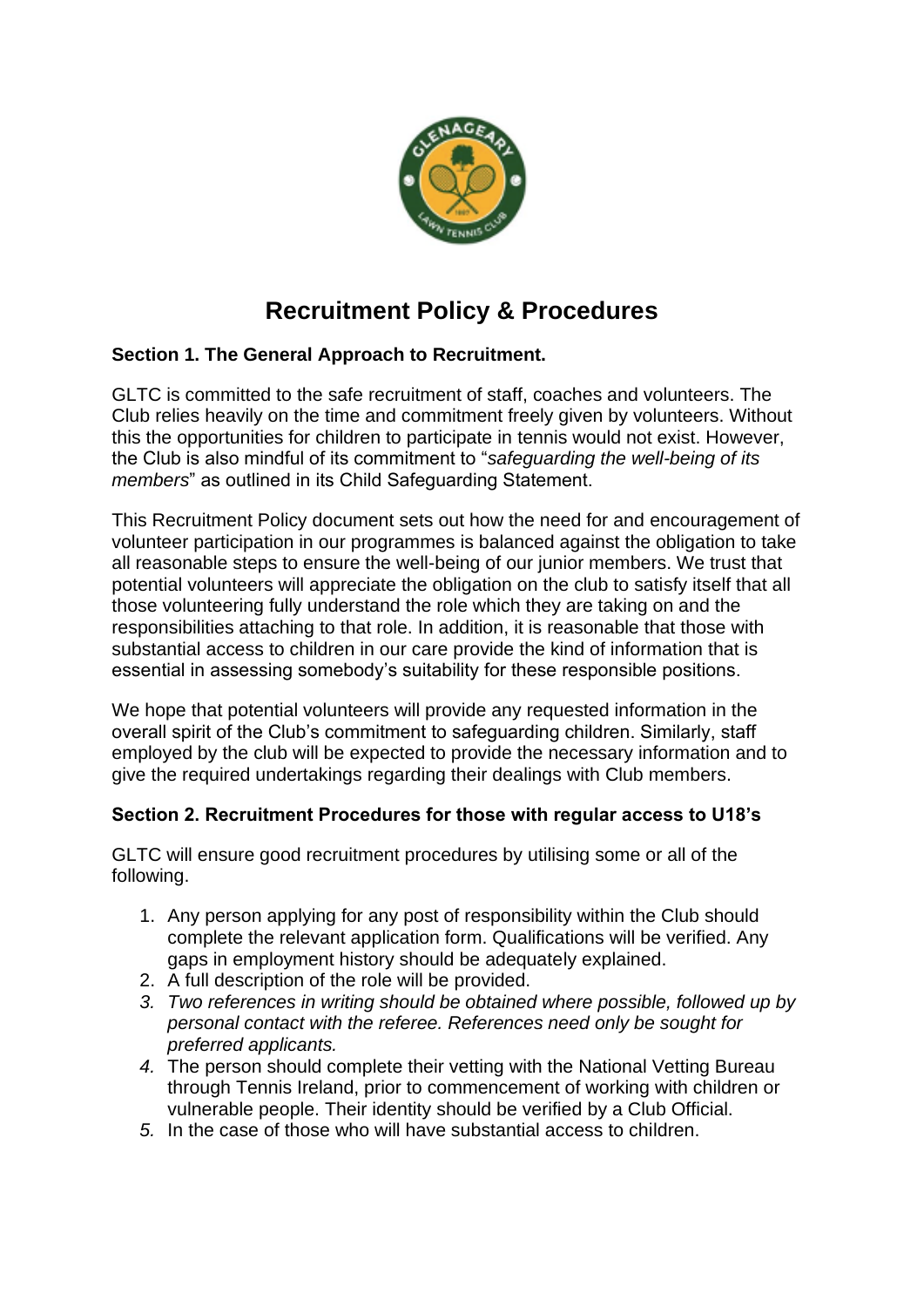# Recruitment Policy & Procedures

**Section 1. The General Approach to Recruitment.**

GLTC is committed to the safe recruitment of staff, coaches and volunteers. The Club relies heavily on the time and commitment freely given by volunteers. Without this the opportunities for children to participate in tennis would not exist. However, the Club is also mindful of its commitment to "*safeguarding the well-being of its members*" as outlined in its Child Safeguarding Statement.

This Recruitment Policy document sets out how the need for and encouragement of volunteer participation in our programmes is balanced against the obligation to take all reasonable steps to ensure the well-being of our junior members. We trust that potential volunteers will appreciate the obligation on the club to satisfy itself that all those volunteering fully understand the role which they are taking on and the responsibilities attaching to that role. In addition, it is reasonable that those with substantial access to children in our care provide the kind of information that is essential in assessing somebody's suitability for these responsible positions.

We hope that potential volunteers will provide any requested information in the overall spirit of the Club's commitment to safeguarding children. Similarly, staff employed by the club will be expected to provide the necessary information and to give the required undertakings regarding their dealings with Club members.

**Section 2. Recruitment Procedures for those with regular access to U18's**

GLTC will ensure good recruitment procedures by utilising some or all of the following.

1. Any person applying for any post of responsibility within the Club should complete the relevant application form. Qualifications will be verified. Any gaps in employment history should be adequately explained.
2. A full description of the role will be provided.
3. *Two references in writing should be obtained where possible, followed up by personal contact with the referee. References need only be sought for preferred applicants.*
4. The person should complete their vetting with the National Vetting Bureau through Tennis Ireland, prior to commencement of working with children or vulnerable people. Their identity should be verified by a Club Official.
5. In the case of those who will have substantial access to children.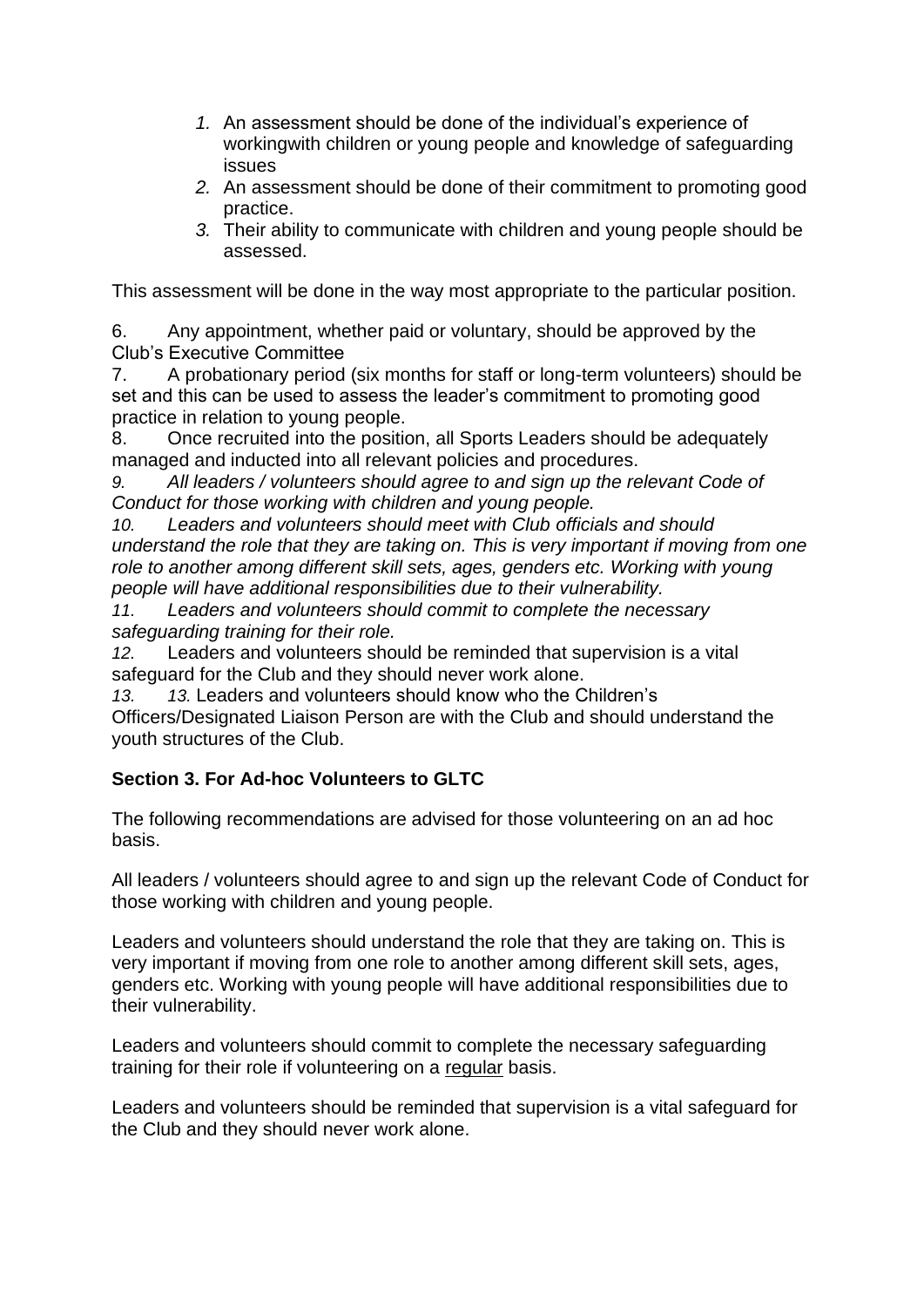1. *An assessment should be done of the individual's experience of workingwith children or young people and knowledge of safeguarding issues*
2. *An assessment should be done of their commitment to promoting good practice.*
3. *Their ability to communicate with children and young people should be assessed.*

This assessment will be done in the way most appropriate to the particular position.

6. Any appointment, whether paid or voluntary, should be approved by the Club's Executive Committee
7. A probationary period (six months for staff or long-term volunteers) should be set and this can be used to assess the leader's commitment to promoting good practice in relation to young people.
8. Once recruited into the position, all Sports Leaders should be adequately managed and inducted into all relevant policies and procedures.
9. *All leaders / volunteers should agree to and sign up the relevant Code of Conduct for those working with children and young people.*
10. *Leaders and volunteers should meet with Club officials and should understand the role that they are taking on. This is very important if moving from one role to another among different skill sets, ages, genders etc. Working with young people will have additional responsibilities due to their vulnerability.*
11. *Leaders and volunteers should commit to complete the necessary safeguarding training for their role.*
12. Leaders and volunteers should be reminded that supervision is a vital safeguard for the Club and they should never work alone.
13. *13.* Leaders and volunteers should know who the Children's Officers/Designated Liaison Person are with the Club and should understand the youth structures of the Club.

**Section 3. For Ad-hoc Volunteers to GLTC**

The following recommendations are advised for those volunteering on an ad hoc basis.

All leaders / volunteers should agree to and sign up the relevant Code of Conduct for those working with children and young people.

Leaders and volunteers should understand the role that they are taking on. This is very important if moving from one role to another among different skill sets, ages, genders etc. Working with young people will have additional responsibilities due to their vulnerability.

Leaders and volunteers should commit to complete the necessary safeguarding training for their role if volunteering on a regular basis.

Leaders and volunteers should be reminded that supervision is a vital safeguard for the Club and they should never work alone.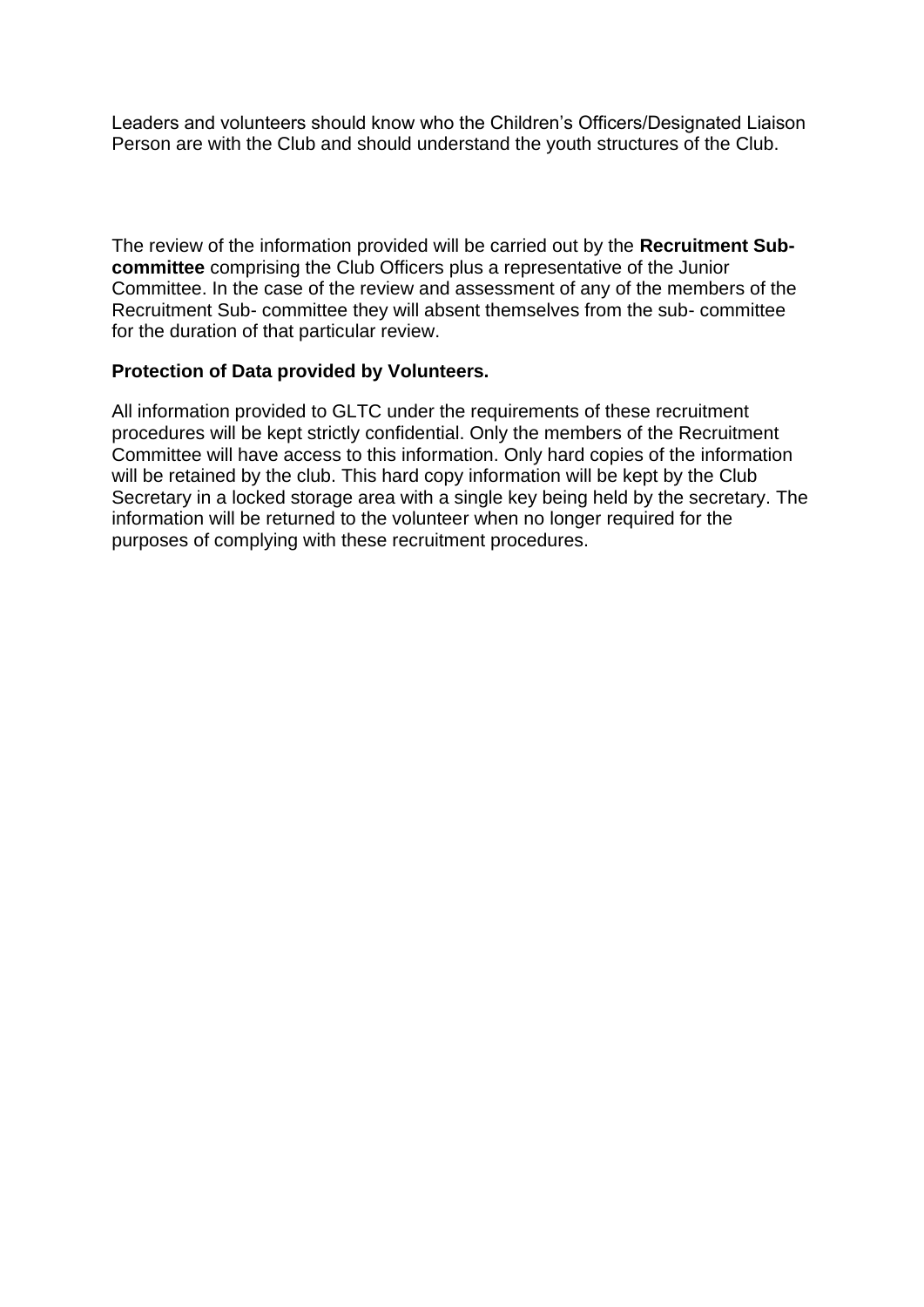Leaders and volunteers should know who the Children's Officers/Designated Liaison Person are with the Club and should understand the youth structures of the Club.

The review of the information provided will be carried out by the **Recruitment Sub-committee** comprising the Club Officers plus a representative of the Junior Committee. In the case of the review and assessment of any of the members of the Recruitment Sub- committee they will absent themselves from the sub- committee for the duration of that particular review.

**Protection of Data provided by Volunteers.**

All information provided to GLTC under the requirements of these recruitment procedures will be kept strictly confidential. Only the members of the Recruitment Committee will have access to this information. Only hard copies of the information will be retained by the club. This hard copy information will be kept by the Club Secretary in a locked storage area with a single key being held by the secretary. The information will be returned to the volunteer when no longer required for the purposes of complying with these recruitment procedures.